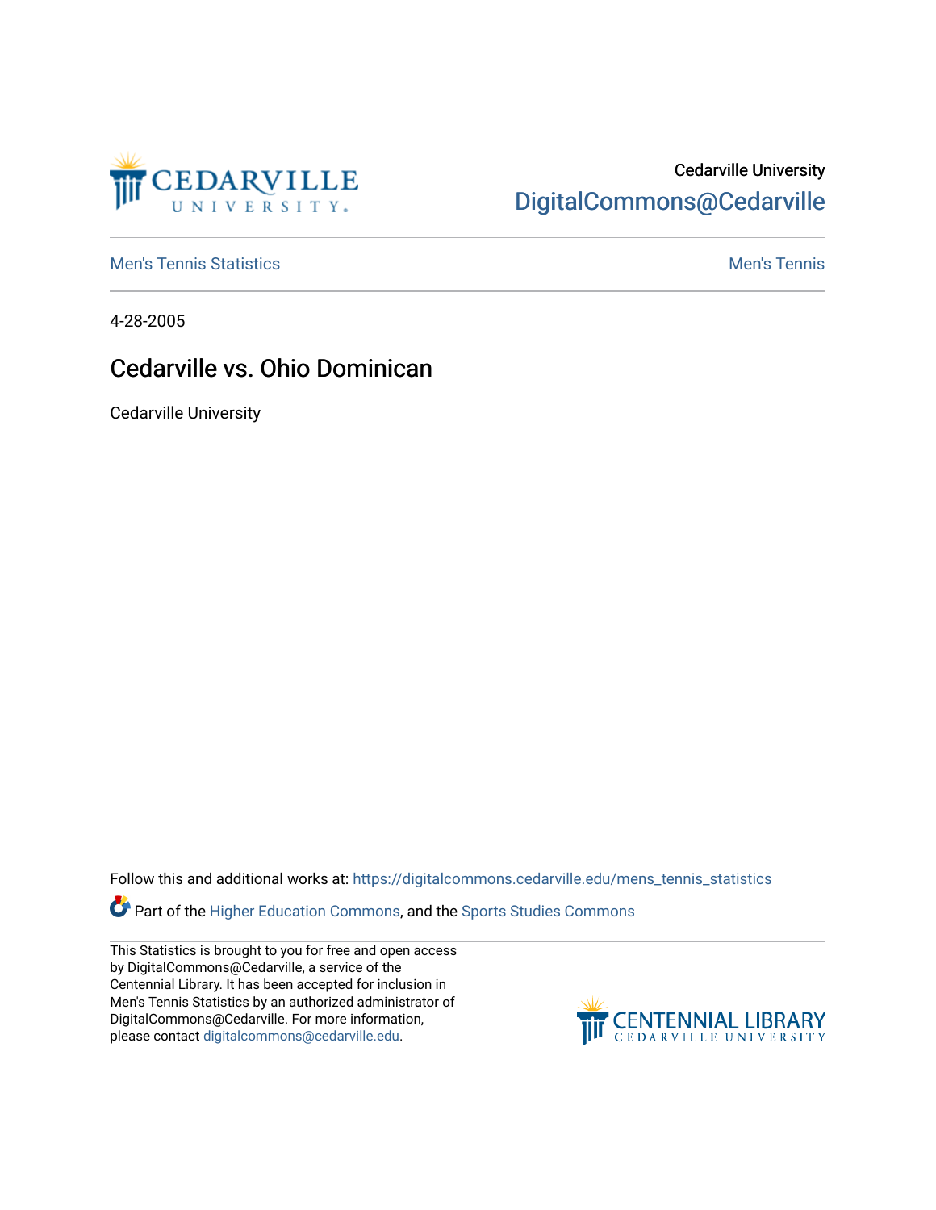Cedarville University

DigitalCommons@Cedarville

Men's Tennis Statistics

Men's Tennis

4-28-2005

# Cedarville vs. Ohio Dominican

Cedarville University

Follow this and additional works at: https://digitalcommons.cedarville.edu/mens_tennis_statistics

Part of the Higher Education Commons, and the Sports Studies Commons

This Statistics is brought to you for free and open access by DigitalCommons@Cedarville, a service of the Centennial Library. It has been accepted for inclusion in Men's Tennis Statistics by an authorized administrator of DigitalCommons@Cedarville. For more information, please contact digitalcommons@cedarville.edu.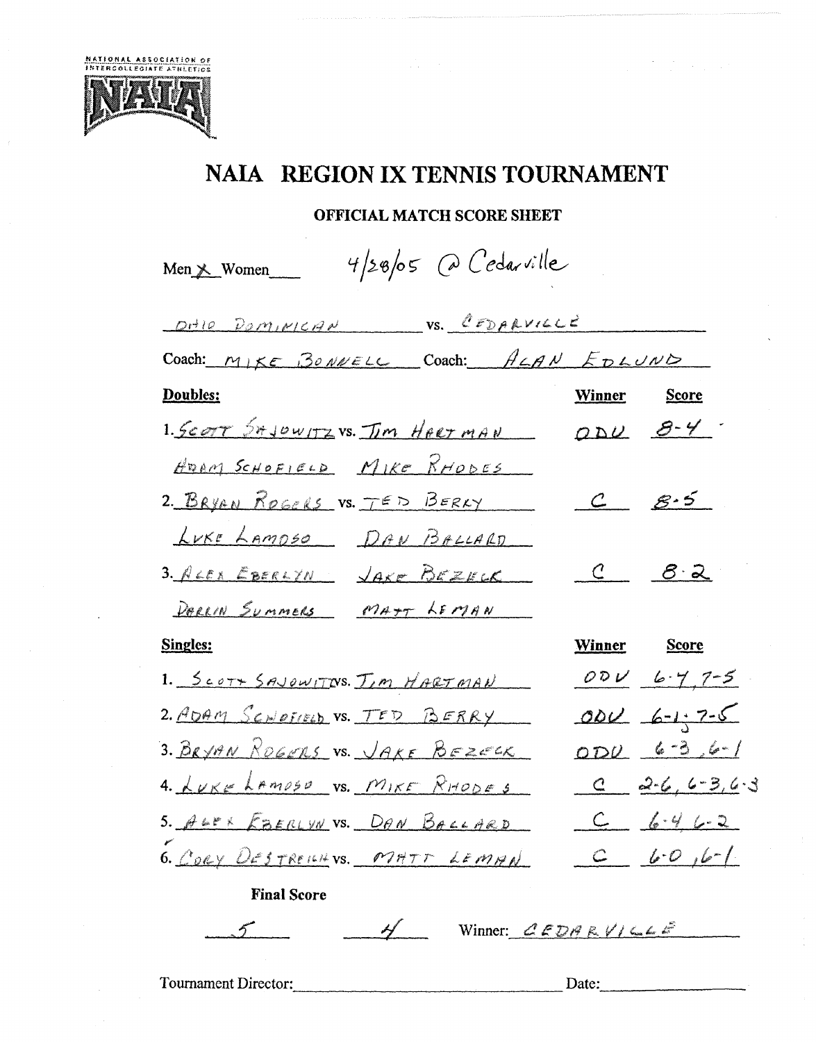NATIONAL ASSOCIATION OF INTERCOLLEGIATE ATHLETICS

NAIA

# NAIA REGION IX TENNIS TOURNAMENT

## OFFICIAL MATCH SCORE SHEET

Men X Women ___ 4/28/05 @ Cedarville

OHIO DOMINICAN vs. CEDARVILLE

Coach: MIKE BONNELL Coach: ALAN EDLUND

**Doubles:**

| | | Winner | Score |
|---|---|---|---|
| 1. SCOTT SAJOWITZ / ADAM SCHOFIELD | vs. TIM HARTMAN / MIKE RHODES | ODU | 8-4 |
| 2. BRYAN ROGERS / LUKE LAMOSO | vs. TED BERRY / DAN BALLARD | C | 8-5 |
| 3. ALEX EBERLYN / DARRIN SUMMERS | JAKE BEZECK / MATT LEMAN | C | 8-2 |

**Singles:**

| | | Winner | Score |
|---|---|---|---|
| 1. SCOTT SAJOWITZ | vs. TIM HARTMAN | ODU | 6-7, 7-5 |
| 2. ADAM SCHOFIELD | vs. TED BERRY | ODU | 6-1, 7-5 |
| 3. BRYAN ROGERS | vs. JAKE BEZECK | ODU | 6-3, 6-1 |
| 4. LUKE LAMOSO | vs. MIKE RHODES | C | 2-6, 6-3, 6-3 |
| 5. ALEX EBERLYN | vs. DAN BALLARD | C | 6-4, 6-2 |
| 6. CORY DESTREICH | vs. MATT LEMAN | C | 6-0, 6-1 |

**Final Score**

5 4 Winner: CEDARVILLE

Tournament Director:_______________ Date:_______________